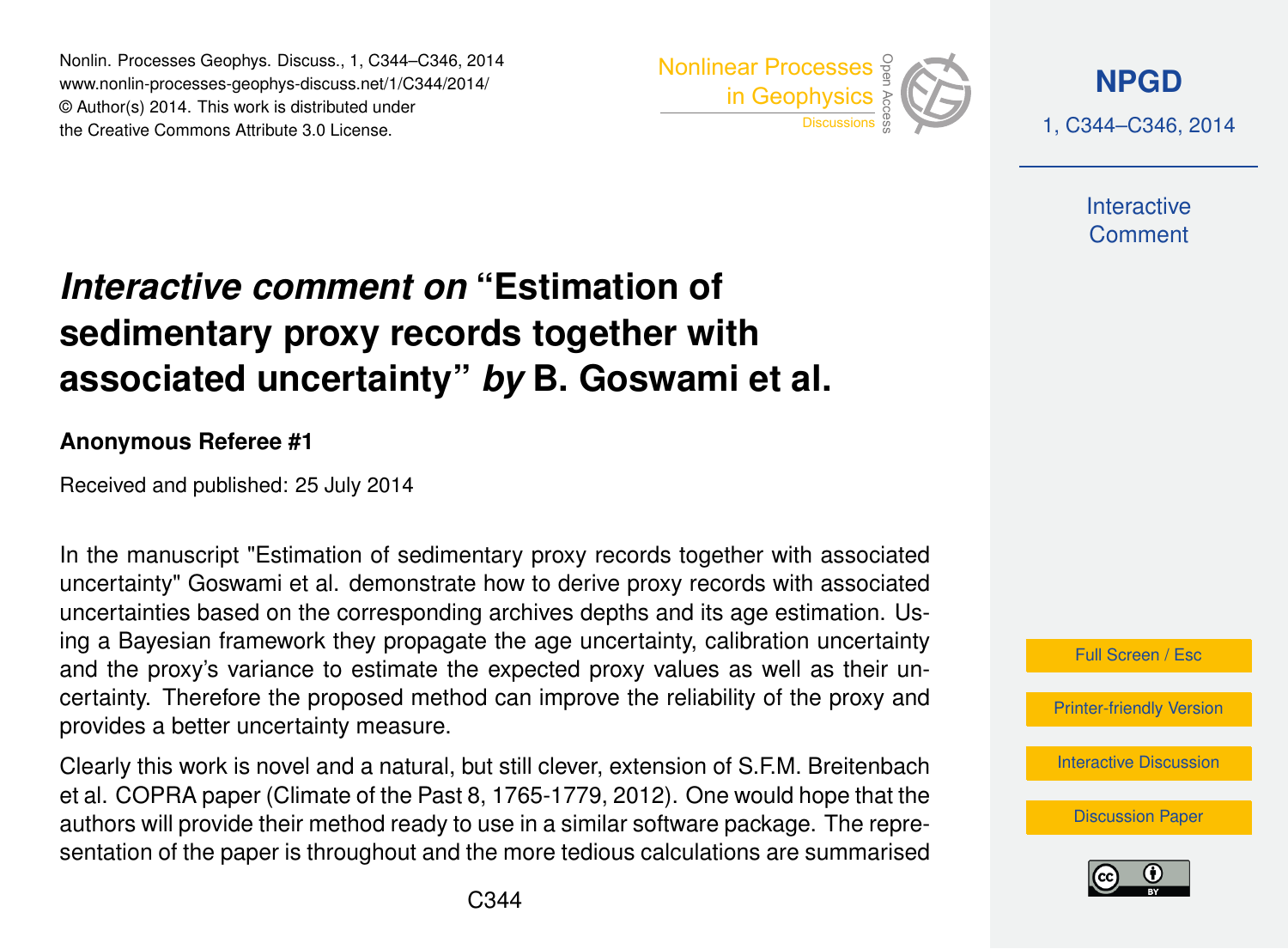# *Interactive comment on* "Estimation of sedimentary proxy records together with associated uncertainty" *by* B. Goswami et al.

**Anonymous Referee #1**

Received and published: 25 July 2014

In the manuscript "Estimation of sedimentary proxy records together with associated uncertainty" Goswami et al. demonstrate how to derive proxy records with associated uncertainties based on the corresponding archives depths and its age estimation. Using a Bayesian framework they propagate the age uncertainty, calibration uncertainty and the proxy's variance to estimate the expected proxy values as well as their uncertainty. Therefore the proposed method can improve the reliability of the proxy and provides a better uncertainty measure.

Clearly this work is novel and a natural, but still clever, extension of S.F.M. Breitenbach et al. COPRA paper (Climate of the Past 8, 1765-1779, 2012). One would hope that the authors will provide their method ready to use in a similar software package. The representation of the paper is throughout and the more tedious calculations are summarised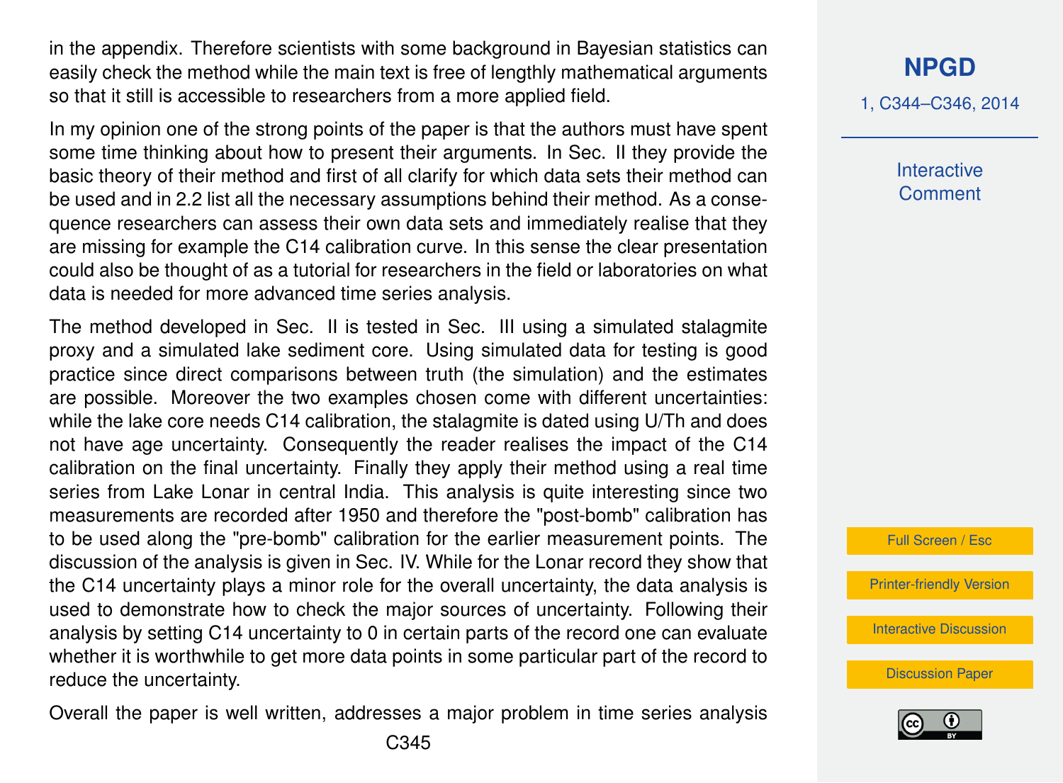in the appendix. Therefore scientists with some background in Bayesian statistics can easily check the method while the main text is free of lengthly mathematical arguments so that it still is accessible to researchers from a more applied field.

In my opinion one of the strong points of the paper is that the authors must have spent some time thinking about how to present their arguments. In Sec. II they provide the basic theory of their method and first of all clarify for which data sets their method can be used and in 2.2 list all the necessary assumptions behind their method. As a consequence researchers can assess their own data sets and immediately realise that they are missing for example the C14 calibration curve. In this sense the clear presentation could also be thought of as a tutorial for researchers in the field or laboratories on what data is needed for more advanced time series analysis.

The method developed in Sec. II is tested in Sec. III using a simulated stalagmite proxy and a simulated lake sediment core. Using simulated data for testing is good practice since direct comparisons between truth (the simulation) and the estimates are possible. Moreover the two examples chosen come with different uncertainties: while the lake core needs C14 calibration, the stalagmite is dated using U/Th and does not have age uncertainty. Consequently the reader realises the impact of the C14 calibration on the final uncertainty. Finally they apply their method using a real time series from Lake Lonar in central India. This analysis is quite interesting since two measurements are recorded after 1950 and therefore the "post-bomb" calibration has to be used along the "pre-bomb" calibration for the earlier measurement points. The discussion of the analysis is given in Sec. IV. While for the Lonar record they show that the C14 uncertainty plays a minor role for the overall uncertainty, the data analysis is used to demonstrate how to check the major sources of uncertainty. Following their analysis by setting C14 uncertainty to 0 in certain parts of the record one can evaluate whether it is worthwhile to get more data points in some particular part of the record to reduce the uncertainty.

Overall the paper is well written, addresses a major problem in time series analysis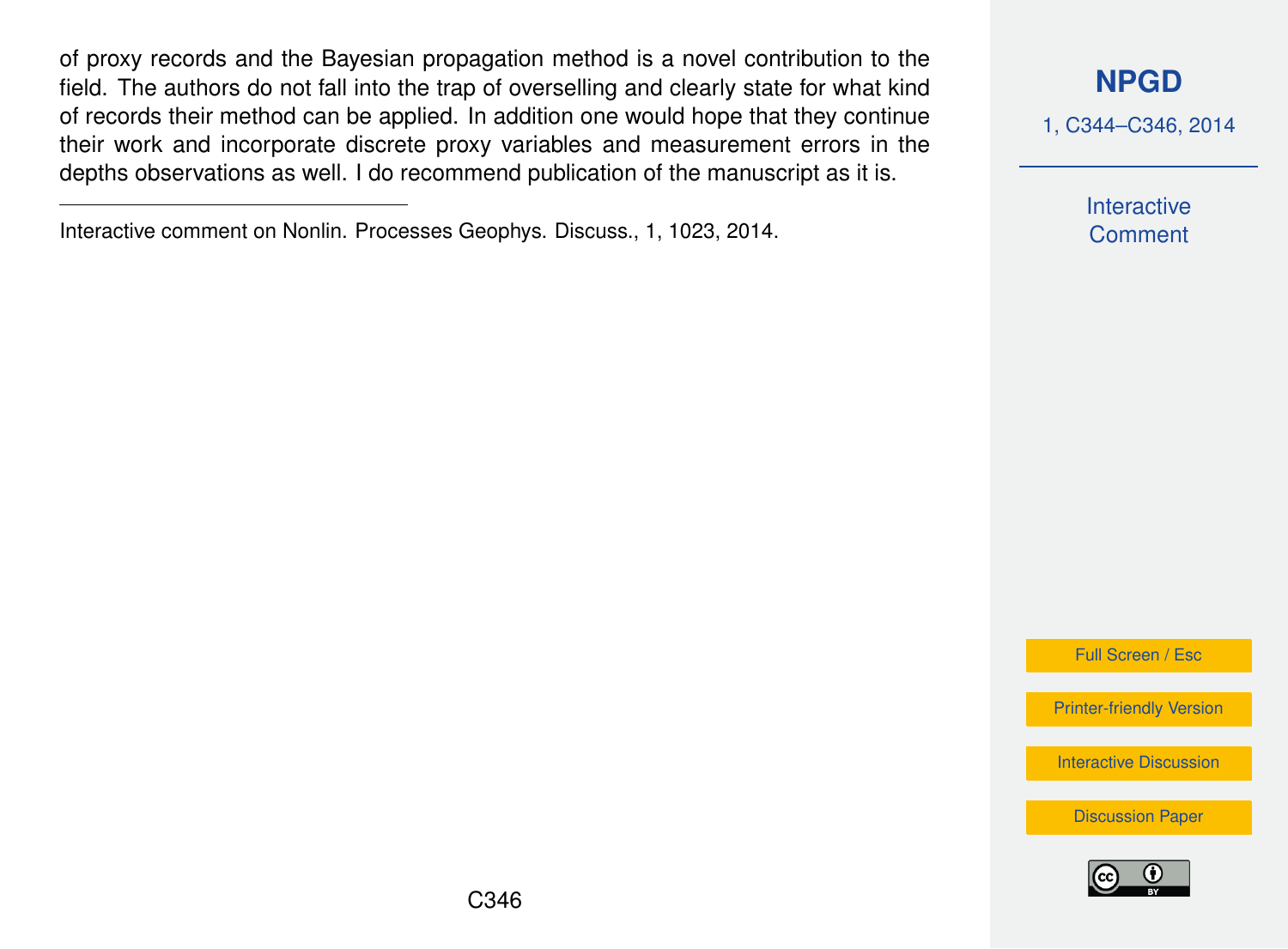of proxy records and the Bayesian propagation method is a novel contribution to the field. The authors do not fall into the trap of overselling and clearly state for what kind of records their method can be applied. In addition one would hope that they continue their work and incorporate discrete proxy variables and measurement errors in the depths observations as well. I do recommend publication of the manuscript as it is.

---

Interactive comment on Nonlin. Processes Geophys. Discuss., 1, 1023, 2014.